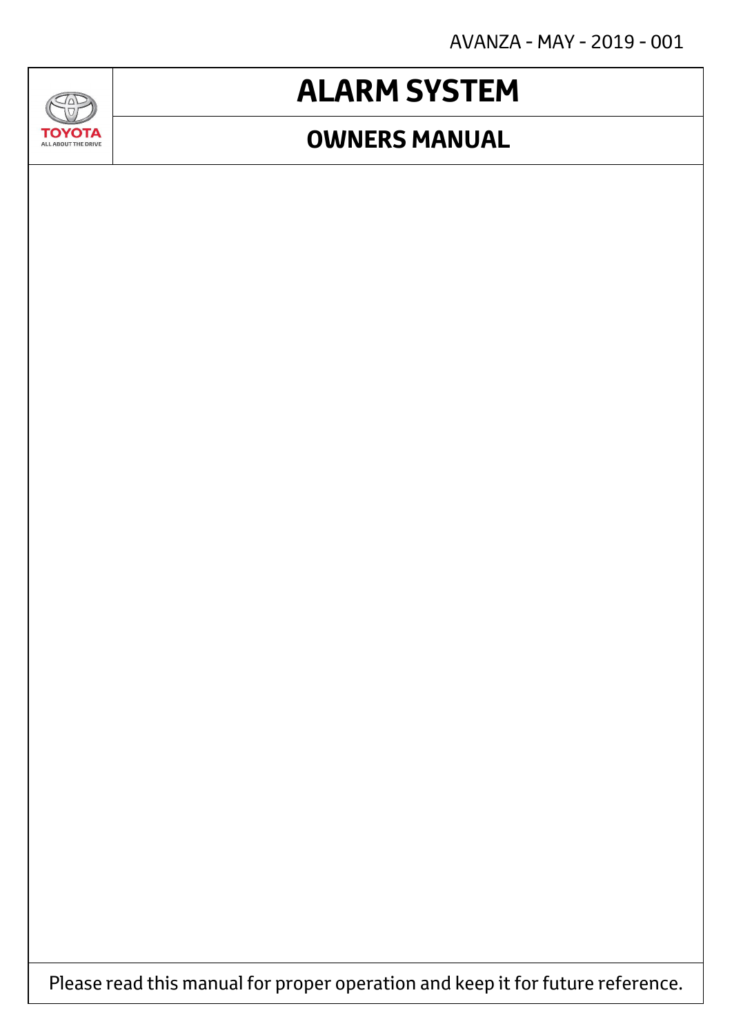AVANZA - MAY - 2019 - 001

TOYOTA
ALL ABOUT THE DRIVE

# ALARM SYSTEM

## OWNERS MANUAL

Please read this manual for proper operation and keep it for future reference.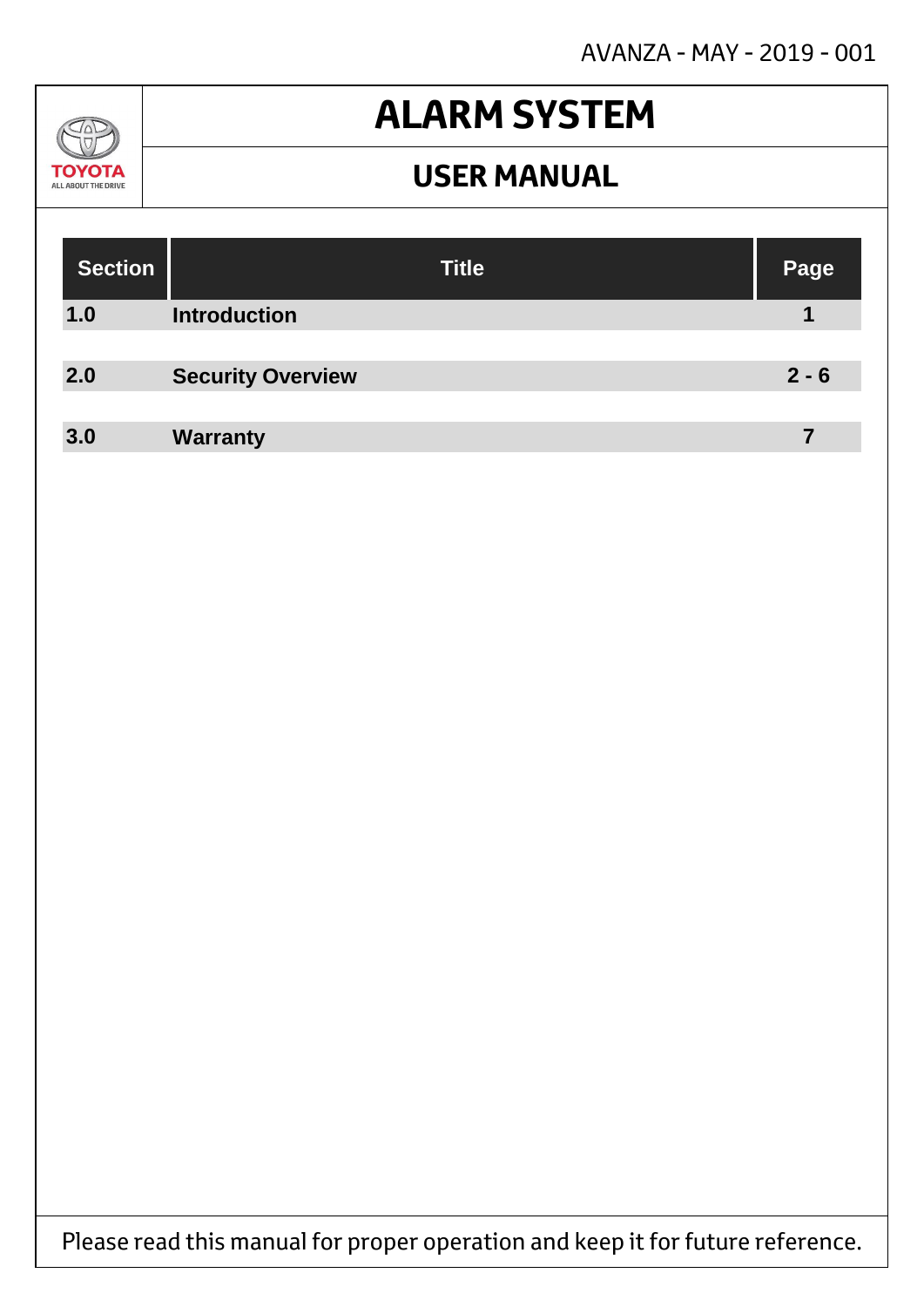AVANZA - MAY - 2019 - 001

TOYOTA
ALL ABOUT THE DRIVE

# ALARM SYSTEM

## USER MANUAL

| Section | Title | Page |
| --- | --- | --- |
| **1.0** | **Introduction** | **1** |
| **2.0** | **Security Overview** | **2 - 6** |
| **3.0** | **Warranty** | **7** |

Please read this manual for proper operation and keep it for future reference.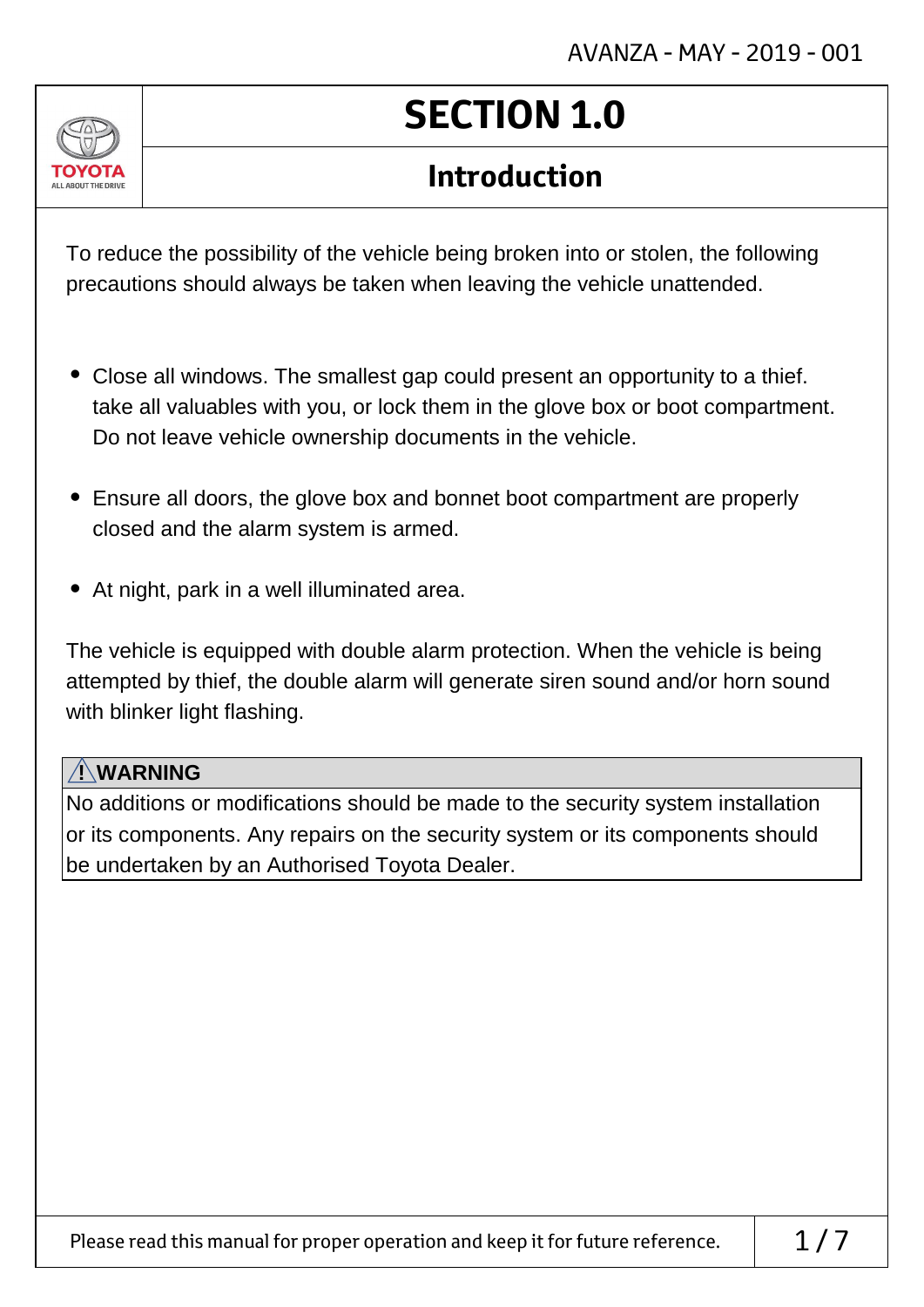# SECTION 1.0

## Introduction

To reduce the possibility of the vehicle being broken into or stolen, the following precautions should always be taken when leaving the vehicle unattended.

- Close all windows. The smallest gap could present an opportunity to a thief. take all valuables with you, or lock them in the glove box or boot compartment. Do not leave vehicle ownership documents in the vehicle.
- Ensure all doors, the glove box and bonnet boot compartment are properly closed and the alarm system is armed.
- At night, park in a well illuminated area.

The vehicle is equipped with double alarm protection. When the vehicle is being attempted by thief, the double alarm will generate siren sound and/or horn sound with blinker light flashing.

**⚠WARNING**

No additions or modifications should be made to the security system installation or its components. Any repairs on the security system or its components should be undertaken by an Authorised Toyota Dealer.

Please read this manual for proper operation and keep it for future reference.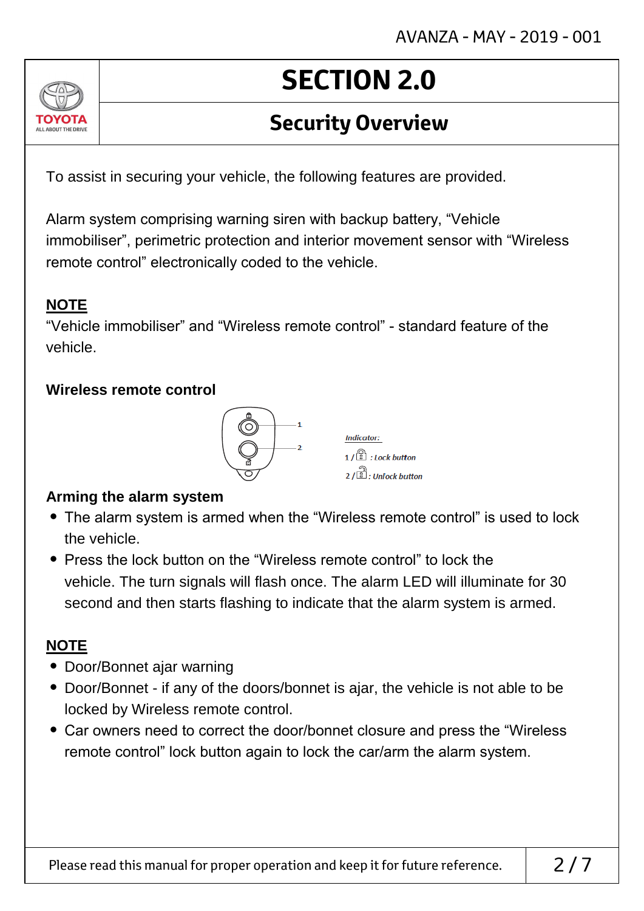# SECTION 2.0

## Security Overview

To assist in securing your vehicle, the following features are provided.

Alarm system comprising warning siren with backup battery, “Vehicle immobiliser”, perimetric protection and interior movement sensor with “Wireless remote control” electronically coded to the vehicle.

**NOTE**

“Vehicle immobiliser” and “Wireless remote control” - standard feature of the vehicle.

**Wireless remote control**

*Indicator:*

1 / : *Lock button*

2 / : *Unlock button*

**Arming the alarm system**

- The alarm system is armed when the “Wireless remote control” is used to lock the vehicle.
- Press the lock button on the “Wireless remote control” to lock the vehicle. The turn signals will flash once. The alarm LED will illuminate for 30 second and then starts flashing to indicate that the alarm system is armed.

**NOTE**

- Door/Bonnet ajar warning
- Door/Bonnet - if any of the doors/bonnet is ajar, the vehicle is not able to be locked by Wireless remote control.
- Car owners need to correct the door/bonnet closure and press the “Wireless remote control” lock button again to lock the car/arm the alarm system.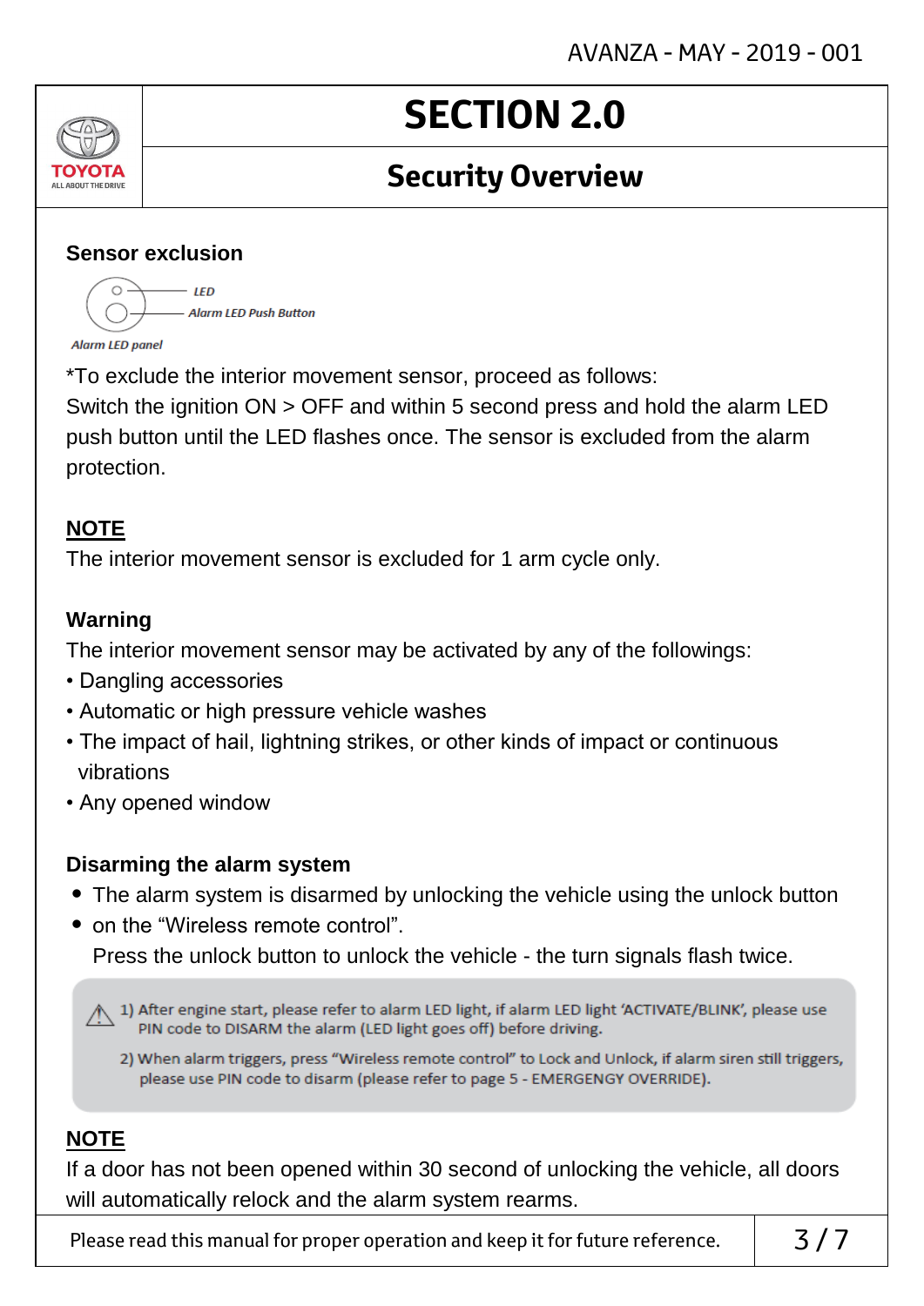# SECTION 2.0

## Security Overview

### Sensor exclusion

*LED*
*Alarm LED Push Button*
*Alarm LED panel*

*To exclude the interior movement sensor, proceed as follows:
Switch the ignition ON > OFF and within 5 second press and hold the alarm LED push button until the LED flashes once. The sensor is excluded from the alarm protection.

**NOTE**

The interior movement sensor is excluded for 1 arm cycle only.

### Warning

The interior movement sensor may be activated by any of the followings:

- Dangling accessories
- Automatic or high pressure vehicle washes
- The impact of hail, lightning strikes, or other kinds of impact or continuous vibrations
- Any opened window

### Disarming the alarm system

- The alarm system is disarmed by unlocking the vehicle using the unlock button
- on the “Wireless remote control”.

  Press the unlock button to unlock the vehicle - the turn signals flash twice.

> ⚠ 1) After engine start, please refer to alarm LED light, if alarm LED light ‘ACTIVATE/BLINK’, please use PIN code to DISARM the alarm (LED light goes off) before driving.
>
> 2) When alarm triggers, press “Wireless remote control” to Lock and Unlock, if alarm siren still triggers, please use PIN code to disarm (please refer to page 5 - EMERGENGY OVERRIDE).

**NOTE**

If a door has not been opened within 30 second of unlocking the vehicle, all doors will automatically relock and the alarm system rearms.

Please read this manual for proper operation and keep it for future reference.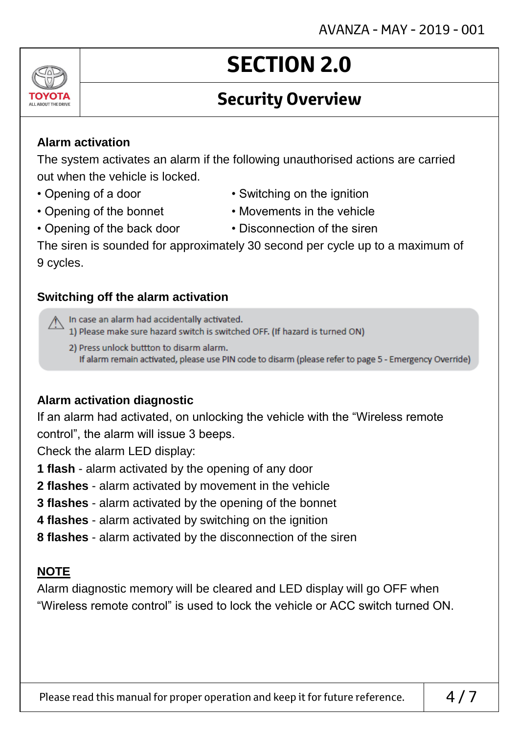# SECTION 2.0

## Security Overview

### Alarm activation

The system activates an alarm if the following unauthorised actions are carried out when the vehicle is locked.

- Opening of a door
- Opening of the bonnet
- Opening of the back door
- Switching on the ignition
- Movements in the vehicle
- Disconnection of the siren

The siren is sounded for approximately 30 second per cycle up to a maximum of 9 cycles.

### Switching off the alarm activation

⚠ In case an alarm had accidentally activated.
1) Please make sure hazard switch is switched OFF. (If hazard is turned ON)
2) Press unlock buttton to disarm alarm.
If alarm remain activated, please use PIN code to disarm (please refer to page 5 - Emergency Override)

### Alarm activation diagnostic

If an alarm had activated, on unlocking the vehicle with the "Wireless remote control", the alarm will issue 3 beeps.
Check the alarm LED display:
**1 flash** - alarm activated by the opening of any door
**2 flashes** - alarm activated by movement in the vehicle
**3 flashes** - alarm activated by the opening of the bonnet
**4 flashes** - alarm activated by switching on the ignition
**8 flashes** - alarm activated by the disconnection of the siren

**NOTE**

Alarm diagnostic memory will be cleared and LED display will go OFF when "Wireless remote control" is used to lock the vehicle or ACC switch turned ON.

Please read this manual for proper operation and keep it for future reference.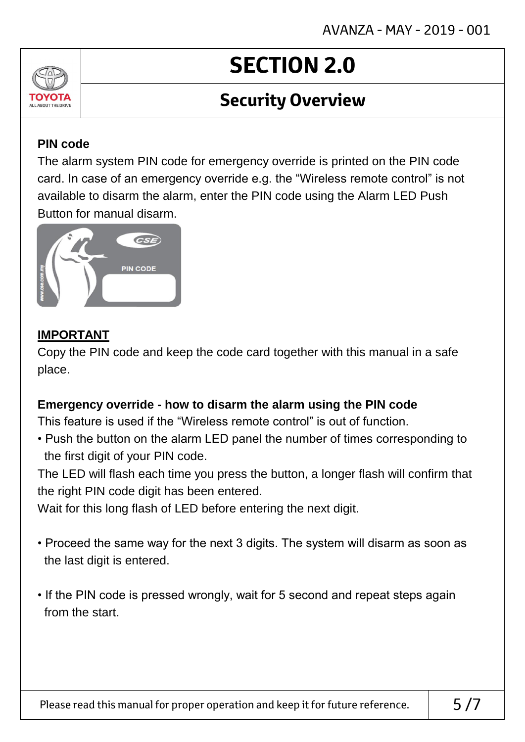# SECTION 2.0

## Security Overview

**PIN code**

The alarm system PIN code for emergency override is printed on the PIN code card. In case of an emergency override e.g. the "Wireless remote control" is not available to disarm the alarm, enter the PIN code using the Alarm LED Push Button for manual disarm.

**IMPORTANT**

Copy the PIN code and keep the code card together with this manual in a safe place.

**Emergency override - how to disarm the alarm using the PIN code**

This feature is used if the "Wireless remote control" is out of function.

- Push the button on the alarm LED panel the number of times corresponding to the first digit of your PIN code.

The LED will flash each time you press the button, a longer flash will confirm that the right PIN code digit has been entered.

Wait for this long flash of LED before entering the next digit.

- Proceed the same way for the next 3 digits. The system will disarm as soon as the last digit is entered.

- If the PIN code is pressed wrongly, wait for 5 second and repeat steps again from the start.

Please read this manual for proper operation and keep it for future reference.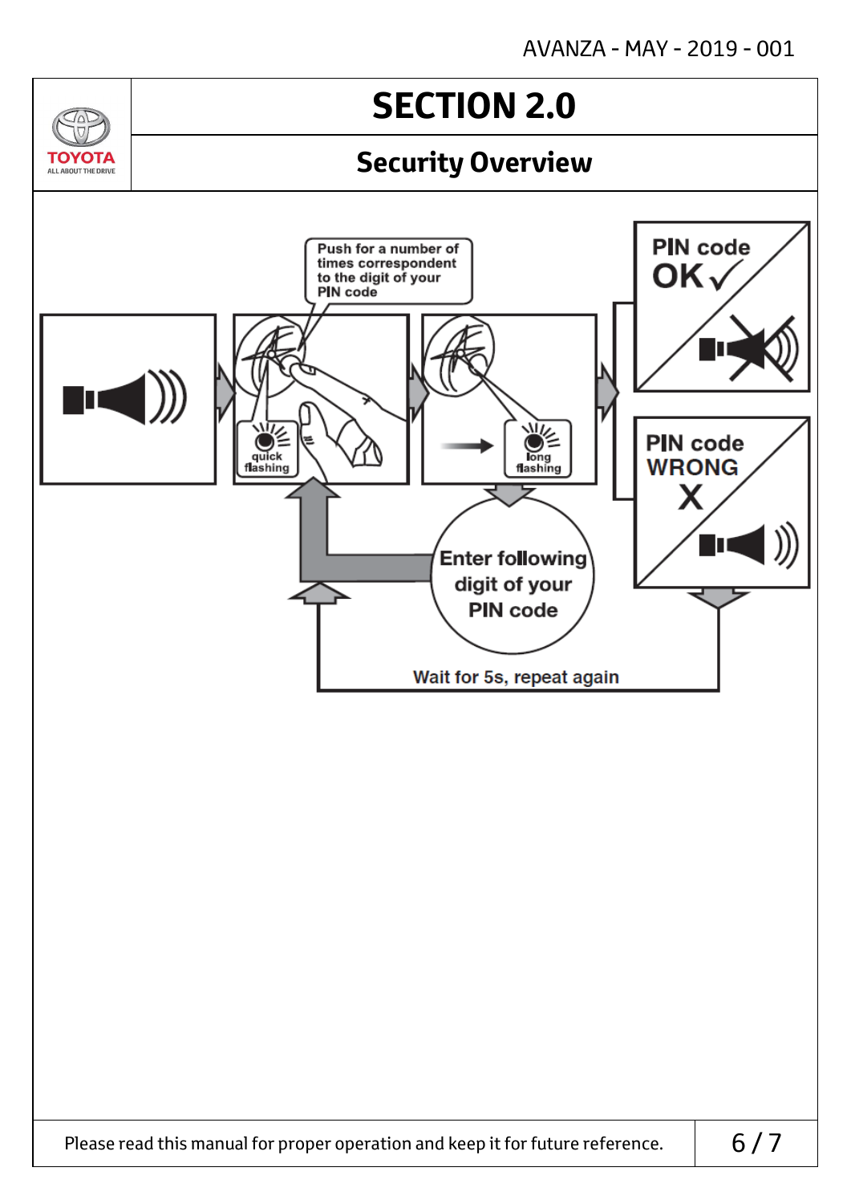# SECTION 2.0

## Security Overview

Push for a number of times correspondent to the digit of your PIN code

quick flashing

long flashing

PIN code OK ✓

PIN code WRONG X

Enter following digit of your PIN code

Wait for 5s, repeat again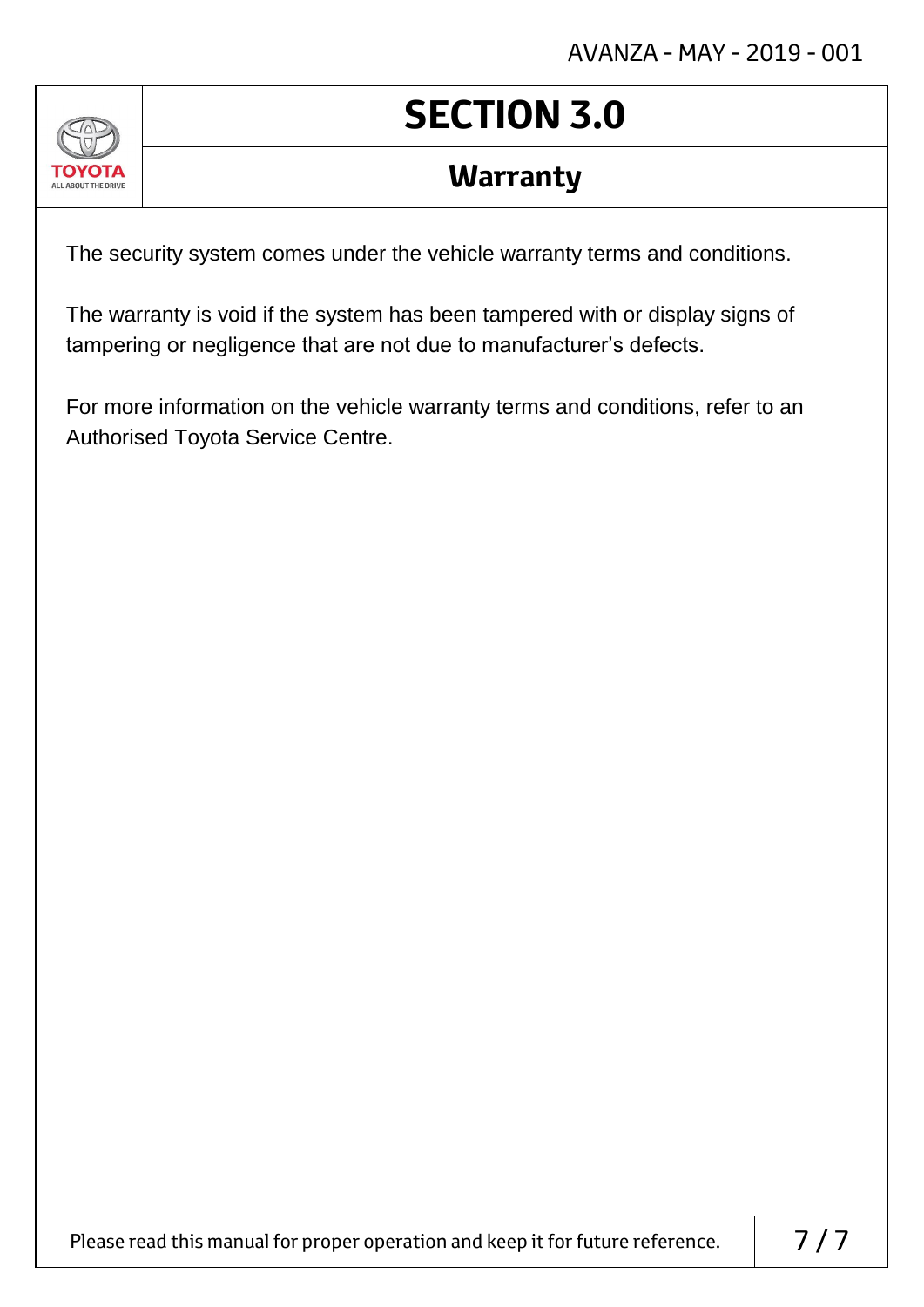# SECTION 3.0

## Warranty

The security system comes under the vehicle warranty terms and conditions.

The warranty is void if the system has been tampered with or display signs of tampering or negligence that are not due to manufacturer's defects.

For more information on the vehicle warranty terms and conditions, refer to an Authorised Toyota Service Centre.